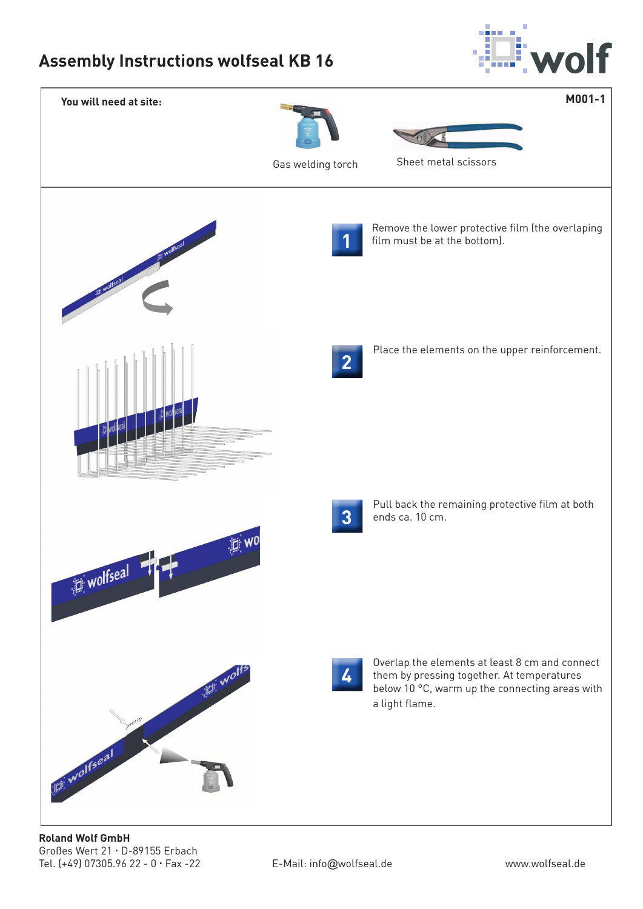# Assembly Instructions wolfseal KB 16

**You will need at site:**

**M001-1**

Gas welding torch

Sheet metal scissors

**1** Remove the lower protective film (the overlaping film must be at the bottom).

**2** Place the elements on the upper reinforcement.

**3** Pull back the remaining protective film at both ends ca. 10 cm.

**4** Overlap the elements at least 8 cm and connect them by pressing together. At temperatures below 10 °C, warm up the connecting areas with a light flame.

**Roland Wolf GmbH**
Großes Wert 21 · D-89155 Erbach
Tel. (+49) 07305.96 22 - 0 · Fax -22

E-Mail: info@wolfseal.de

www.wolfseal.de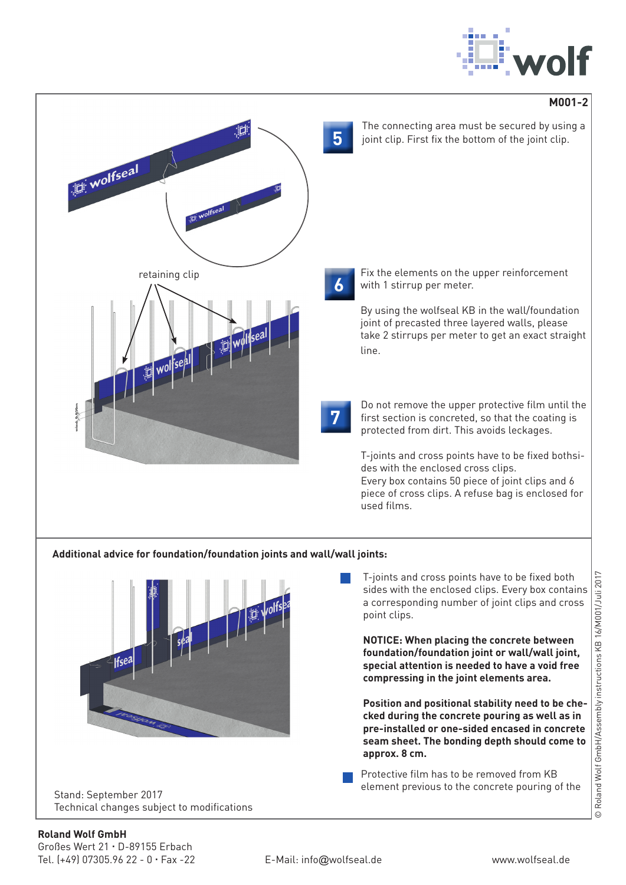M001-2

**5** The connecting area must be secured by using a joint clip. First fix the bottom of the joint clip.

retaining clip

**6** Fix the elements on the upper reinforcement with 1 stirrup per meter.

By using the wolfseal KB in the wall/foundation joint of precasted three layered walls, please take 2 stirrups per meter to get an exact straight line.

**7** Do not remove the upper protective film until the first section is concreted, so that the coating is protected from dirt. This avoids leckages.

T-joints and cross points have to be fixed bothsides with the enclosed cross clips.
Every box contains 50 piece of joint clips and 6 piece of cross clips. A refuse bag is enclosed for used films.

**Additional advice for foundation/foundation joints and wall/wall joints:**

- T-joints and cross points have to be fixed both sides with the enclosed clips. Every box contains a corresponding number of joint clips and cross point clips.

  **NOTICE: When placing the concrete between foundation/foundation joint or wall/wall joint, special attention is needed to have a void free compressing in the joint elements area.**

  **Position and positional stability need to be checked during the concrete pouring as well as in pre-installed or one-sided encased in concrete seam sheet. The bonding depth should come to approx. 8 cm.**

- Protective film has to be removed from KB element previous to the concrete pouring of the

Stand: September 2017
Technical changes subject to modifications

© Roland Wolf GmbH/Assembly instructions KB 16/M001/Juli 2017

**Roland Wolf GmbH**
Großes Wert 21 · D-89155 Erbach
Tel. (+49) 07305.96 22 - 0 · Fax -22
E-Mail: info@wolfseal.de
www.wolfseal.de